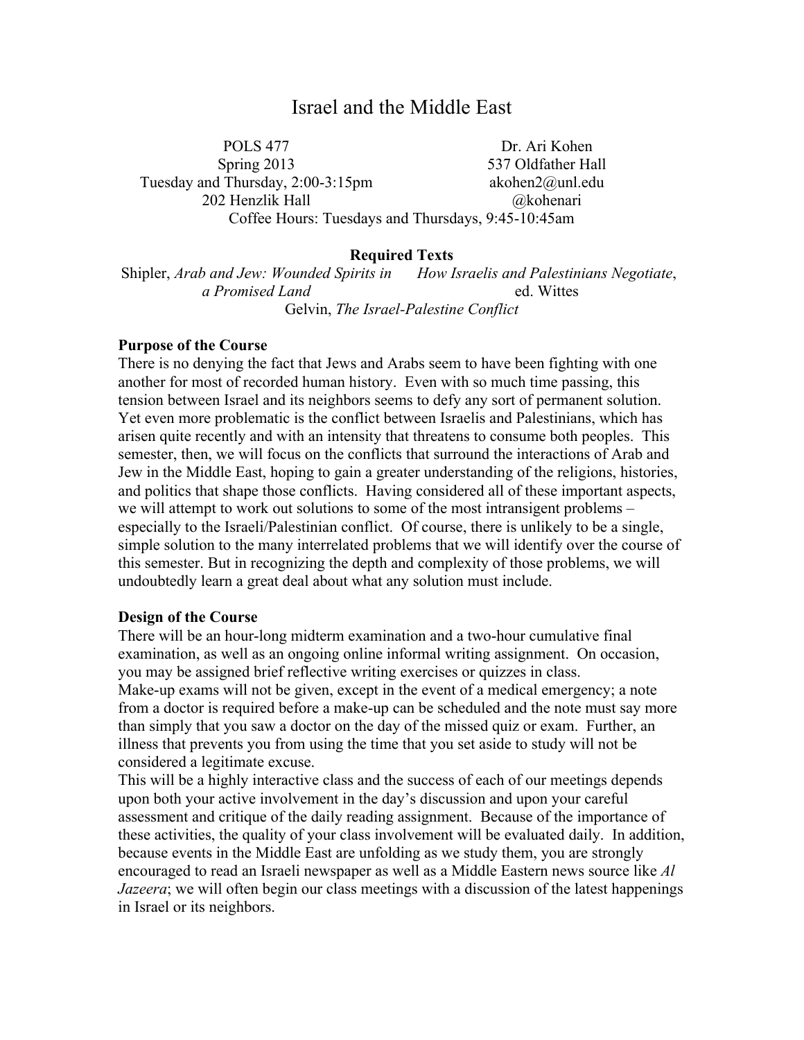# Israel and the Middle East

POLS 477
Spring 2013
Tuesday and Thursday, 2:00-3:15pm
202 Henzlik Hall

Dr. Ari Kohen
537 Oldfather Hall
akohen2@unl.edu
@kohenari

Coffee Hours: Tuesdays and Thursdays, 9:45-10:45am

**Required Texts**

Shipler, *Arab and Jew: Wounded Spirits in a Promised Land*

*How Israelis and Palestinians Negotiate*, ed. Wittes

Gelvin, *The Israel-Palestine Conflict*

**Purpose of the Course**

There is no denying the fact that Jews and Arabs seem to have been fighting with one another for most of recorded human history. Even with so much time passing, this tension between Israel and its neighbors seems to defy any sort of permanent solution. Yet even more problematic is the conflict between Israelis and Palestinians, which has arisen quite recently and with an intensity that threatens to consume both peoples. This semester, then, we will focus on the conflicts that surround the interactions of Arab and Jew in the Middle East, hoping to gain a greater understanding of the religions, histories, and politics that shape those conflicts. Having considered all of these important aspects, we will attempt to work out solutions to some of the most intransigent problems – especially to the Israeli/Palestinian conflict. Of course, there is unlikely to be a single, simple solution to the many interrelated problems that we will identify over the course of this semester. But in recognizing the depth and complexity of those problems, we will undoubtedly learn a great deal about what any solution must include.

**Design of the Course**

There will be an hour-long midterm examination and a two-hour cumulative final examination, as well as an ongoing online informal writing assignment. On occasion, you may be assigned brief reflective writing exercises or quizzes in class.

Make-up exams will not be given, except in the event of a medical emergency; a note from a doctor is required before a make-up can be scheduled and the note must say more than simply that you saw a doctor on the day of the missed quiz or exam. Further, an illness that prevents you from using the time that you set aside to study will not be considered a legitimate excuse.

This will be a highly interactive class and the success of each of our meetings depends upon both your active involvement in the day's discussion and upon your careful assessment and critique of the daily reading assignment. Because of the importance of these activities, the quality of your class involvement will be evaluated daily. In addition, because events in the Middle East are unfolding as we study them, you are strongly encouraged to read an Israeli newspaper as well as a Middle Eastern news source like *Al Jazeera*; we will often begin our class meetings with a discussion of the latest happenings in Israel or its neighbors.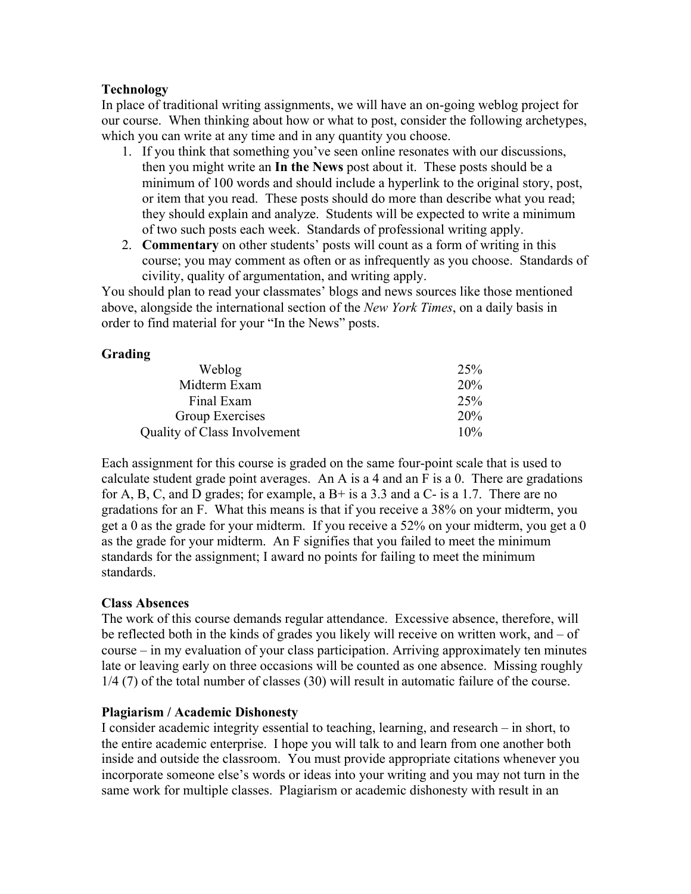**Technology**

In place of traditional writing assignments, we will have an on-going weblog project for our course. When thinking about how or what to post, consider the following archetypes, which you can write at any time and in any quantity you choose.

1. If you think that something you've seen online resonates with our discussions, then you might write an **In the News** post about it. These posts should be a minimum of 100 words and should include a hyperlink to the original story, post, or item that you read. These posts should do more than describe what you read; they should explain and analyze. Students will be expected to write a minimum of two such posts each week. Standards of professional writing apply.
2. **Commentary** on other students' posts will count as a form of writing in this course; you may comment as often or as infrequently as you choose. Standards of civility, quality of argumentation, and writing apply.

You should plan to read your classmates' blogs and news sources like those mentioned above, alongside the international section of the *New York Times*, on a daily basis in order to find material for your "In the News" posts.

**Grading**

| | |
|---|---|
| Weblog | 25% |
| Midterm Exam | 20% |
| Final Exam | 25% |
| Group Exercises | 20% |
| Quality of Class Involvement | 10% |

Each assignment for this course is graded on the same four-point scale that is used to calculate student grade point averages. An A is a 4 and an F is a 0. There are gradations for A, B, C, and D grades; for example, a B+ is a 3.3 and a C- is a 1.7. There are no gradations for an F. What this means is that if you receive a 38% on your midterm, you get a 0 as the grade for your midterm. If you receive a 52% on your midterm, you get a 0 as the grade for your midterm. An F signifies that you failed to meet the minimum standards for the assignment; I award no points for failing to meet the minimum standards.

**Class Absences**

The work of this course demands regular attendance. Excessive absence, therefore, will be reflected both in the kinds of grades you likely will receive on written work, and – of course – in my evaluation of your class participation. Arriving approximately ten minutes late or leaving early on three occasions will be counted as one absence. Missing roughly 1/4 (7) of the total number of classes (30) will result in automatic failure of the course.

**Plagiarism / Academic Dishonesty**

I consider academic integrity essential to teaching, learning, and research – in short, to the entire academic enterprise. I hope you will talk to and learn from one another both inside and outside the classroom. You must provide appropriate citations whenever you incorporate someone else's words or ideas into your writing and you may not turn in the same work for multiple classes. Plagiarism or academic dishonesty with result in an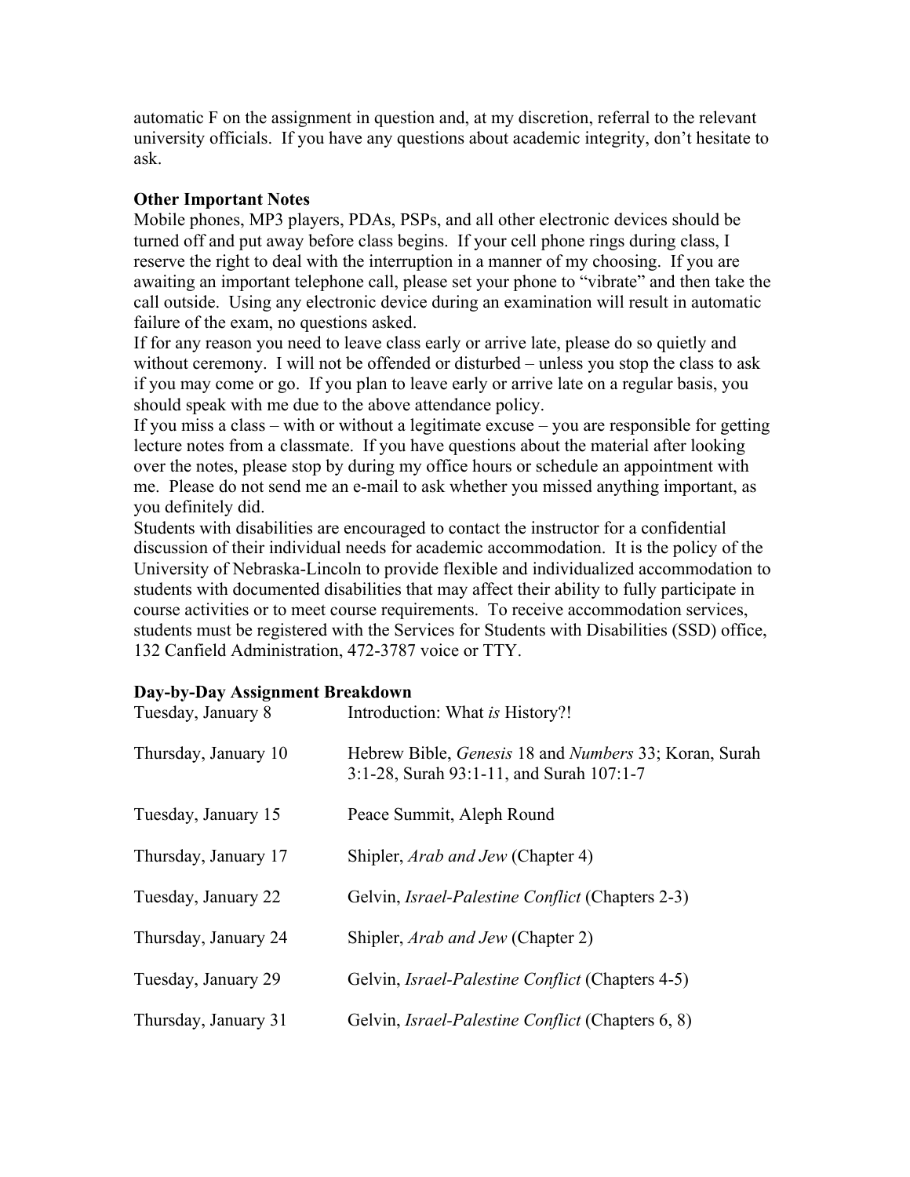automatic F on the assignment in question and, at my discretion, referral to the relevant university officials. If you have any questions about academic integrity, don't hesitate to ask.

**Other Important Notes**

Mobile phones, MP3 players, PDAs, PSPs, and all other electronic devices should be turned off and put away before class begins. If your cell phone rings during class, I reserve the right to deal with the interruption in a manner of my choosing. If you are awaiting an important telephone call, please set your phone to "vibrate" and then take the call outside. Using any electronic device during an examination will result in automatic failure of the exam, no questions asked.

If for any reason you need to leave class early or arrive late, please do so quietly and without ceremony. I will not be offended or disturbed – unless you stop the class to ask if you may come or go. If you plan to leave early or arrive late on a regular basis, you should speak with me due to the above attendance policy.

If you miss a class – with or without a legitimate excuse – you are responsible for getting lecture notes from a classmate. If you have questions about the material after looking over the notes, please stop by during my office hours or schedule an appointment with me. Please do not send me an e-mail to ask whether you missed anything important, as you definitely did.

Students with disabilities are encouraged to contact the instructor for a confidential discussion of their individual needs for academic accommodation. It is the policy of the University of Nebraska-Lincoln to provide flexible and individualized accommodation to students with documented disabilities that may affect their ability to fully participate in course activities or to meet course requirements. To receive accommodation services, students must be registered with the Services for Students with Disabilities (SSD) office, 132 Canfield Administration, 472-3787 voice or TTY.

**Day-by-Day Assignment Breakdown**

| | |
|---|---|
| Tuesday, January 8 | Introduction: What *is* History?! |
| Thursday, January 10 | Hebrew Bible, *Genesis* 18 and *Numbers* 33; Koran, Surah 3:1-28, Surah 93:1-11, and Surah 107:1-7 |
| Tuesday, January 15 | Peace Summit, Aleph Round |
| Thursday, January 17 | Shipler, *Arab and Jew* (Chapter 4) |
| Tuesday, January 22 | Gelvin, *Israel-Palestine Conflict* (Chapters 2-3) |
| Thursday, January 24 | Shipler, *Arab and Jew* (Chapter 2) |
| Tuesday, January 29 | Gelvin, *Israel-Palestine Conflict* (Chapters 4-5) |
| Thursday, January 31 | Gelvin, *Israel-Palestine Conflict* (Chapters 6, 8) |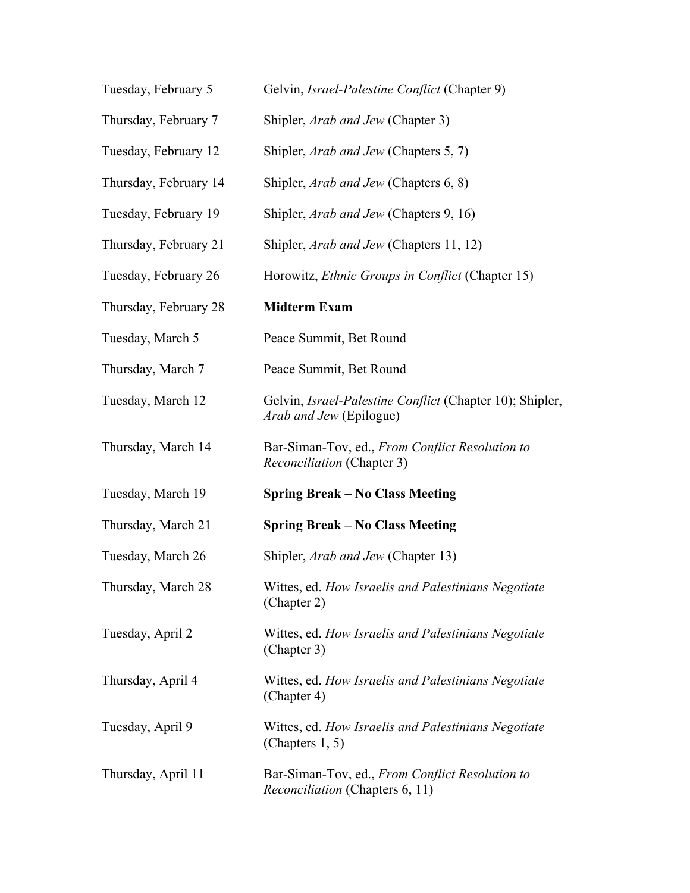| | |
|---|---|
| Tuesday, February 5 | Gelvin, *Israel-Palestine Conflict* (Chapter 9) |
| Thursday, February 7 | Shipler, *Arab and Jew* (Chapter 3) |
| Tuesday, February 12 | Shipler, *Arab and Jew* (Chapters 5, 7) |
| Thursday, February 14 | Shipler, *Arab and Jew* (Chapters 6, 8) |
| Tuesday, February 19 | Shipler, *Arab and Jew* (Chapters 9, 16) |
| Thursday, February 21 | Shipler, *Arab and Jew* (Chapters 11, 12) |
| Tuesday, February 26 | Horowitz, *Ethnic Groups in Conflict* (Chapter 15) |
| Thursday, February 28 | **Midterm Exam** |
| Tuesday, March 5 | Peace Summit, Bet Round |
| Thursday, March 7 | Peace Summit, Bet Round |
| Tuesday, March 12 | Gelvin, *Israel-Palestine Conflict* (Chapter 10); Shipler, *Arab and Jew* (Epilogue) |
| Thursday, March 14 | Bar-Siman-Tov, ed., *From Conflict Resolution to Reconciliation* (Chapter 3) |
| Tuesday, March 19 | **Spring Break – No Class Meeting** |
| Thursday, March 21 | **Spring Break – No Class Meeting** |
| Tuesday, March 26 | Shipler, *Arab and Jew* (Chapter 13) |
| Thursday, March 28 | Wittes, ed. *How Israelis and Palestinians Negotiate* (Chapter 2) |
| Tuesday, April 2 | Wittes, ed. *How Israelis and Palestinians Negotiate* (Chapter 3) |
| Thursday, April 4 | Wittes, ed. *How Israelis and Palestinians Negotiate* (Chapter 4) |
| Tuesday, April 9 | Wittes, ed. *How Israelis and Palestinians Negotiate* (Chapters 1, 5) |
| Thursday, April 11 | Bar-Siman-Tov, ed., *From Conflict Resolution to Reconciliation* (Chapters 6, 11) |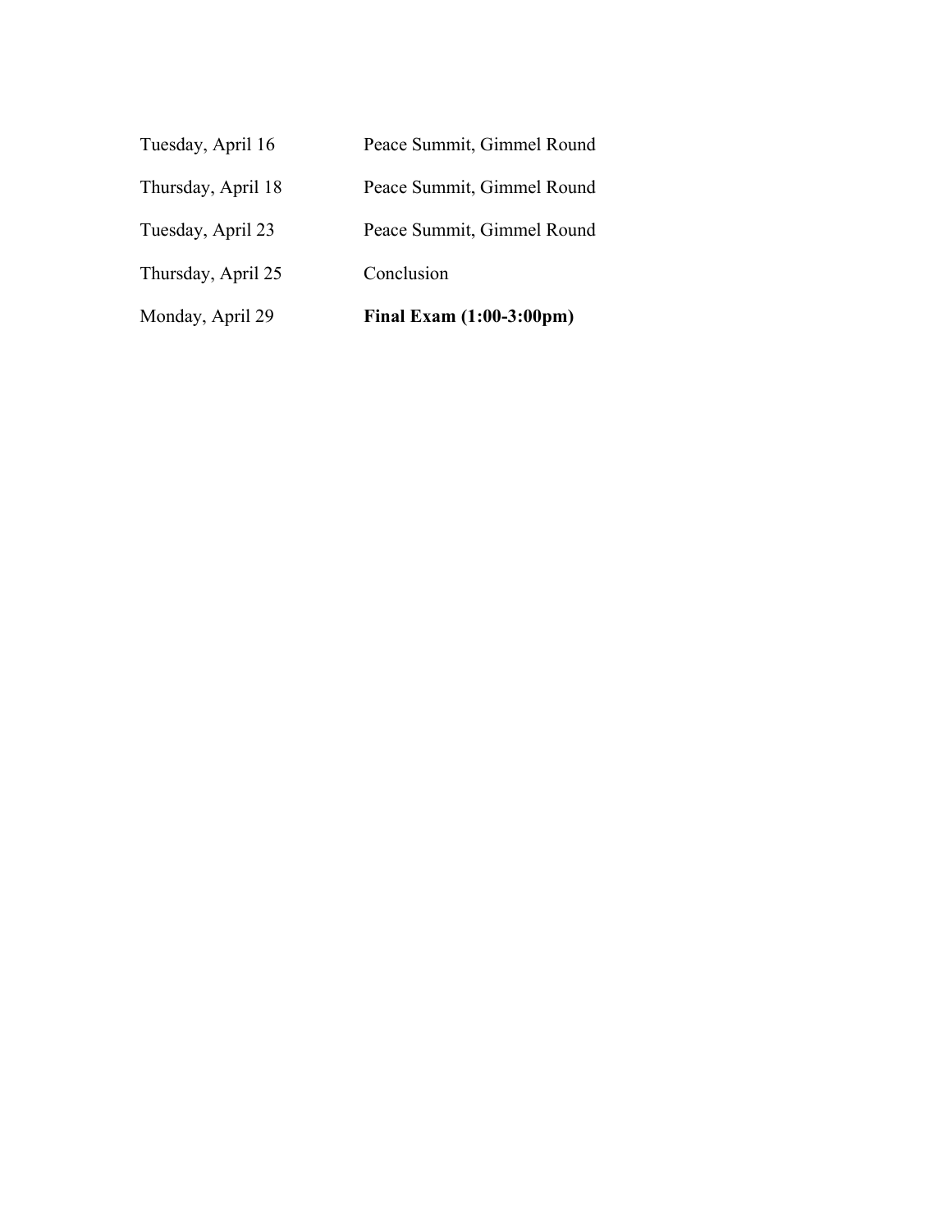| | |
|---|---|
| Tuesday, April 16 | Peace Summit, Gimmel Round |
| Thursday, April 18 | Peace Summit, Gimmel Round |
| Tuesday, April 23 | Peace Summit, Gimmel Round |
| Thursday, April 25 | Conclusion |
| Monday, April 29 | **Final Exam (1:00-3:00pm)** |